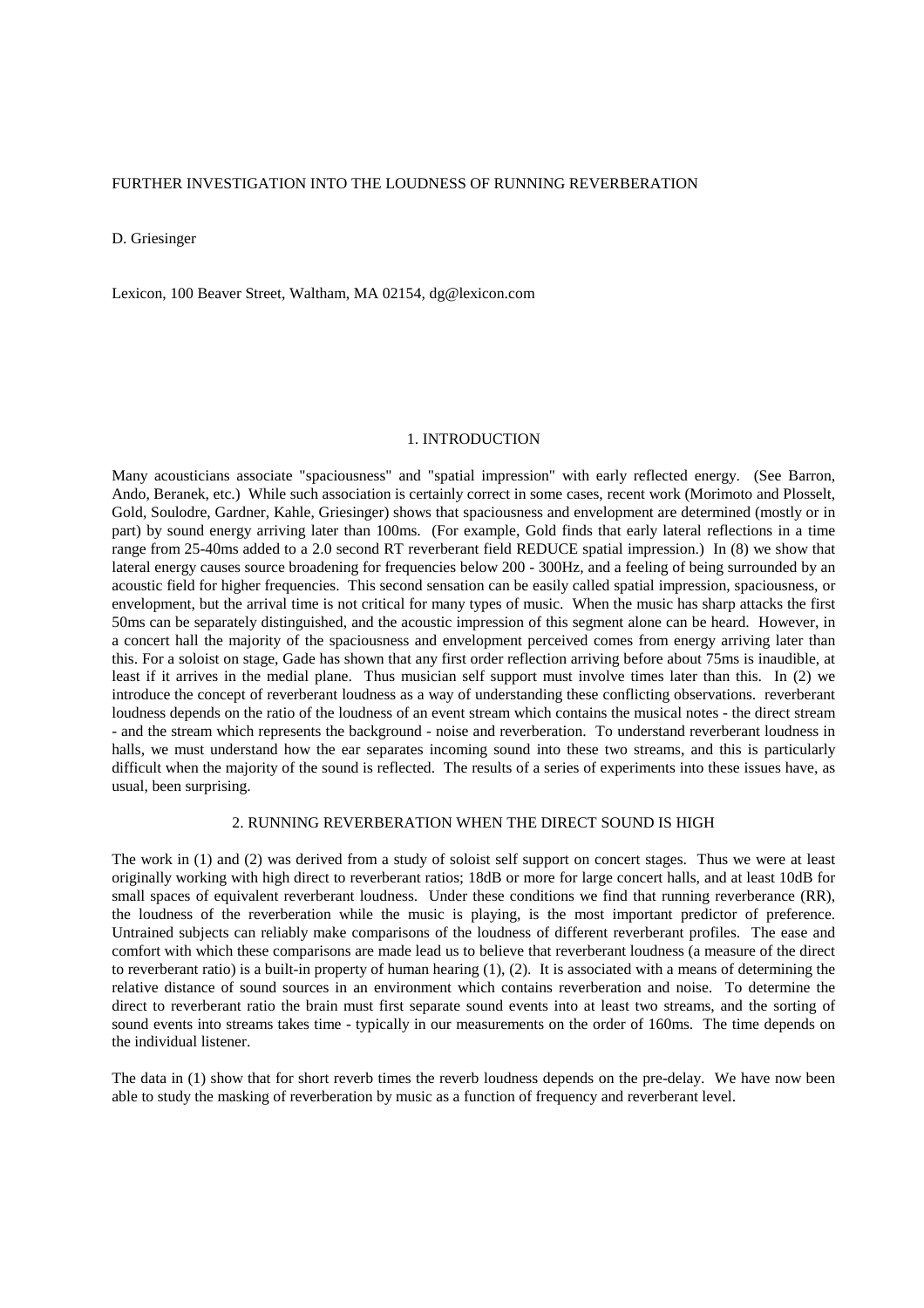# FURTHER INVESTIGATION INTO THE LOUDNESS OF RUNNING REVERBERATION

D. Griesinger

Lexicon, 100 Beaver Street, Waltham, MA 02154, dg@lexicon.com

## 1. INTRODUCTION

Many acousticians associate "spaciousness" and "spatial impression" with early reflected energy. (See Barron, Ando, Beranek, etc.) While such association is certainly correct in some cases, recent work (Morimoto and Plosselt, Gold, Soulodre, Gardner, Kahle, Griesinger) shows that spaciousness and envelopment are determined (mostly or in part) by sound energy arriving later than 100ms. (For example, Gold finds that early lateral reflections in a time range from 25-40ms added to a 2.0 second RT reverberant field REDUCE spatial impression.) In (8) we show that lateral energy causes source broadening for frequencies below 200 - 300Hz, and a feeling of being surrounded by an acoustic field for higher frequencies. This second sensation can be easily called spatial impression, spaciousness, or envelopment, but the arrival time is not critical for many types of music. When the music has sharp attacks the first 50ms can be separately distinguished, and the acoustic impression of this segment alone can be heard. However, in a concert hall the majority of the spaciousness and envelopment perceived comes from energy arriving later than this. For a soloist on stage, Gade has shown that any first order reflection arriving before about 75ms is inaudible, at least if it arrives in the medial plane. Thus musician self support must involve times later than this. In (2) we introduce the concept of reverberant loudness as a way of understanding these conflicting observations. reverberant loudness depends on the ratio of the loudness of an event stream which contains the musical notes - the direct stream - and the stream which represents the background - noise and reverberation. To understand reverberant loudness in halls, we must understand how the ear separates incoming sound into these two streams, and this is particularly difficult when the majority of the sound is reflected. The results of a series of experiments into these issues have, as usual, been surprising.

## 2. RUNNING REVERBERATION WHEN THE DIRECT SOUND IS HIGH

The work in (1) and (2) was derived from a study of soloist self support on concert stages. Thus we were at least originally working with high direct to reverberant ratios; 18dB or more for large concert halls, and at least 10dB for small spaces of equivalent reverberant loudness. Under these conditions we find that running reverberance (RR), the loudness of the reverberation while the music is playing, is the most important predictor of preference. Untrained subjects can reliably make comparisons of the loudness of different reverberant profiles. The ease and comfort with which these comparisons are made lead us to believe that reverberant loudness (a measure of the direct to reverberant ratio) is a built-in property of human hearing (1), (2). It is associated with a means of determining the relative distance of sound sources in an environment which contains reverberation and noise. To determine the direct to reverberant ratio the brain must first separate sound events into at least two streams, and the sorting of sound events into streams takes time - typically in our measurements on the order of 160ms. The time depends on the individual listener.

The data in (1) show that for short reverb times the reverb loudness depends on the pre-delay. We have now been able to study the masking of reverberation by music as a function of frequency and reverberant level.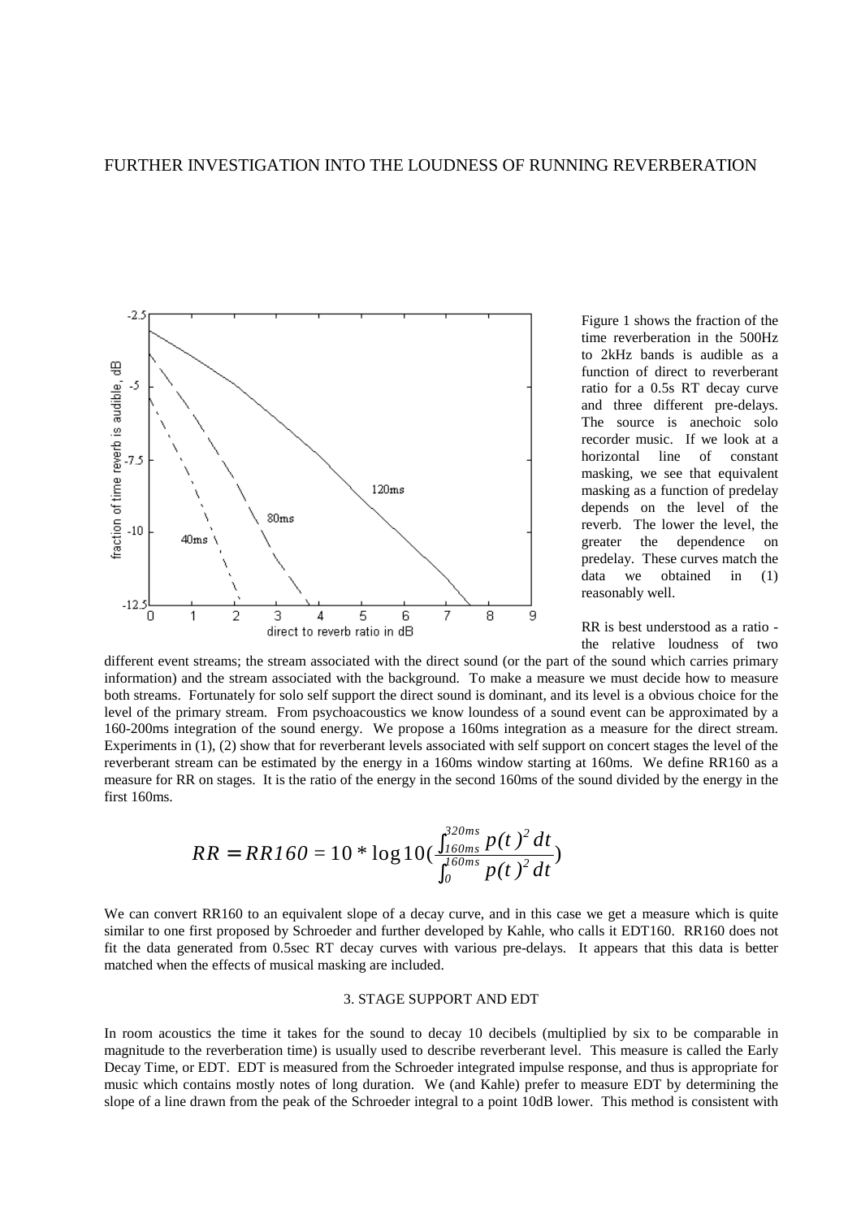FURTHER INVESTIGATION INTO THE LOUDNESS OF RUNNING REVERBERATION

Figure 1 shows the fraction of the time reverberation in the 500Hz to 2kHz bands is audible as a function of direct to reverberant ratio for a 0.5s RT decay curve and three different pre-delays. The source is anechoic solo recorder music. If we look at a horizontal line of constant masking, we see that equivalent masking as a function of predelay depends on the level of the reverb. The lower the level, the greater the dependence on predelay. These curves match the data we obtained in (1) reasonably well.

RR is best understood as a ratio - the relative loudness of two different event streams; the stream associated with the direct sound (or the part of the sound which carries primary information) and the stream associated with the background. To make a measure we must decide how to measure both streams. Fortunately for solo self support the direct sound is dominant, and its level is a obvious choice for the level of the primary stream. From psychoacoustics we know loundess of a sound event can be approximated by a 160-200ms integration of the sound energy. We propose a 160ms integration as a measure for the direct stream. Experiments in (1), (2) show that for reverberant levels associated with self support on concert stages the level of the reverberant stream can be estimated by the energy in a 160ms window starting at 160ms. We define RR160 as a measure for RR on stages. It is the ratio of the energy in the second 160ms of the sound divided by the energy in the first 160ms.

$$RR = RR160 = 10 * \log 10\left(\frac{\int_{160ms}^{320ms} p(t)^2\, dt}{\int_{0}^{160ms} p(t)^2\, dt}\right)$$

We can convert RR160 to an equivalent slope of a decay curve, and in this case we get a measure which is quite similar to one first proposed by Schroeder and further developed by Kahle, who calls it EDT160. RR160 does not fit the data generated from 0.5sec RT decay curves with various pre-delays. It appears that this data is better matched when the effects of musical masking are included.

## 3. STAGE SUPPORT AND EDT

In room acoustics the time it takes for the sound to decay 10 decibels (multiplied by six to be comparable in magnitude to the reverberation time) is usually used to describe reverberant level. This measure is called the Early Decay Time, or EDT. EDT is measured from the Schroeder integrated impulse response, and thus is appropriate for music which contains mostly notes of long duration. We (and Kahle) prefer to measure EDT by determining the slope of a line drawn from the peak of the Schroeder integral to a point 10dB lower. This method is consistent with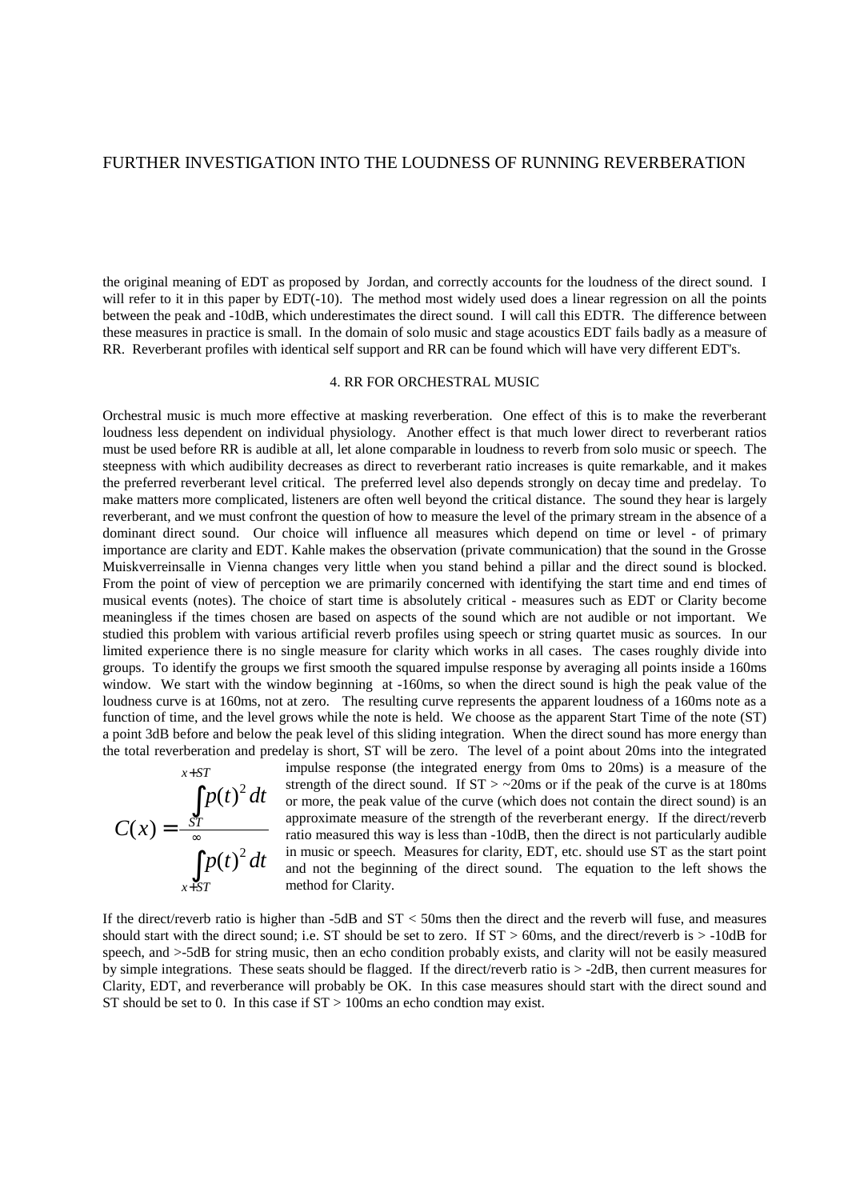the original meaning of EDT as proposed by Jordan, and correctly accounts for the loudness of the direct sound. I will refer to it in this paper by EDT(-10). The method most widely used does a linear regression on all the points between the peak and -10dB, which underestimates the direct sound. I will call this EDTR. The difference between these measures in practice is small. In the domain of solo music and stage acoustics EDT fails badly as a measure of RR. Reverberant profiles with identical self support and RR can be found which will have very different EDT's.

## 4. RR FOR ORCHESTRAL MUSIC

Orchestral music is much more effective at masking reverberation. One effect of this is to make the reverberant loudness less dependent on individual physiology. Another effect is that much lower direct to reverberant ratios must be used before RR is audible at all, let alone comparable in loudness to reverb from solo music or speech. The steepness with which audibility decreases as direct to reverberant ratio increases is quite remarkable, and it makes the preferred reverberant level critical. The preferred level also depends strongly on decay time and predelay. To make matters more complicated, listeners are often well beyond the critical distance. The sound they hear is largely reverberant, and we must confront the question of how to measure the level of the primary stream in the absence of a dominant direct sound. Our choice will influence all measures which depend on time or level - of primary importance are clarity and EDT. Kahle makes the observation (private communication) that the sound in the Grosse Muiskverreinsalle in Vienna changes very little when you stand behind a pillar and the direct sound is blocked. From the point of view of perception we are primarily concerned with identifying the start time and end times of musical events (notes). The choice of start time is absolutely critical - measures such as EDT or Clarity become meaningless if the times chosen are based on aspects of the sound which are not audible or not important. We studied this problem with various artificial reverb profiles using speech or string quartet music as sources. In our limited experience there is no single measure for clarity which works in all cases. The cases roughly divide into groups. To identify the groups we first smooth the squared impulse response by averaging all points inside a 160ms window. We start with the window beginning at -160ms, so when the direct sound is high the peak value of the loudness curve is at 160ms, not at zero. The resulting curve represents the apparent loudness of a 160ms note as a function of time, and the level grows while the note is held. We choose as the apparent Start Time of the note (ST) a point 3dB before and below the peak level of this sliding integration. When the direct sound has more energy than the total reverberation and predelay is short, ST will be zero. The level of a point about 20ms into the integrated impulse response (the integrated energy from 0ms to 20ms) is a measure of the strength of the direct sound. If ST > ~20ms or if the peak of the curve is at 180ms or more, the peak value of the curve (which does not contain the direct sound) is an approximate measure of the strength of the reverberant energy. If the direct/reverb ratio measured this way is less than -10dB, then the direct is not particularly audible in music or speech. Measures for clarity, EDT, etc. should use ST as the start point and not the beginning of the direct sound. The equation to the left shows the method for Clarity.

$$C(x) = \frac{\int_{ST}^{x+ST} p(t)^2\,dt}{\int_{x+ST}^{\infty} p(t)^2\,dt}$$

If the direct/reverb ratio is higher than -5dB and ST < 50ms then the direct and the reverb will fuse, and measures should start with the direct sound; i.e. ST should be set to zero. If ST > 60ms, and the direct/reverb is > -10dB for speech, and >-5dB for string music, then an echo condition probably exists, and clarity will not be easily measured by simple integrations. These seats should be flagged. If the direct/reverb ratio is > -2dB, then current measures for Clarity, EDT, and reverberance will probably be OK. In this case measures should start with the direct sound and ST should be set to 0. In this case if ST > 100ms an echo condtion may exist.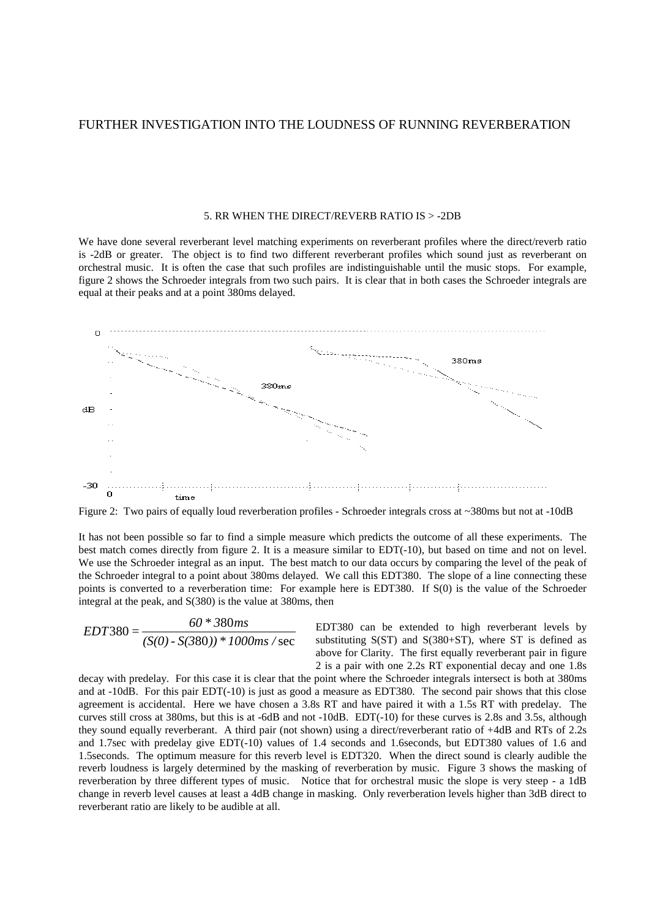## 5. RR WHEN THE DIRECT/REVERB RATIO IS > -2DB

We have done several reverberant level matching experiments on reverberant profiles where the direct/reverb ratio is -2dB or greater. The object is to find two different reverberant profiles which sound just as reverberant on orchestral music. It is often the case that such profiles are indistinguishable until the music stops. For example, figure 2 shows the Schroeder integrals from two such pairs. It is clear that in both cases the Schroeder integrals are equal at their peaks and at a point 380ms delayed.

Figure 2: Two pairs of equally loud reverberation profiles - Schroeder integrals cross at ~380ms but not at -10dB

It has not been possible so far to find a simple measure which predicts the outcome of all these experiments. The best match comes directly from figure 2. It is a measure similar to EDT(-10), but based on time and not on level. We use the Schroeder integral as an input. The best match to our data occurs by comparing the level of the peak of the Schroeder integral to a point about 380ms delayed. We call this EDT380. The slope of a line connecting these points is converted to a reverberation time: For example here is EDT380. If S(0) is the value of the Schroeder integral at the peak, and S(380) is the value at 380ms, then

$$EDT380 = \frac{60 * 380ms}{(S(0) - S(380)) * 1000ms/\sec}$$

EDT380 can be extended to high reverberant levels by substituting S(ST) and S(380+ST), where ST is defined as above for Clarity. The first equally reverberant pair in figure 2 is a pair with one 2.2s RT exponential decay and one 1.8s decay with predelay. For this case it is clear that the point where the Schroeder integrals intersect is both at 380ms and at -10dB. For this pair EDT(-10) is just as good a measure as EDT380. The second pair shows that this close agreement is accidental. Here we have chosen a 3.8s RT and have paired it with a 1.5s RT with predelay. The curves still cross at 380ms, but this is at -6dB and not -10dB. EDT(-10) for these curves is 2.8s and 3.5s, although they sound equally reverberant. A third pair (not shown) using a direct/reverberant ratio of +4dB and RTs of 2.2s and 1.7sec with predelay give EDT(-10) values of 1.4 seconds and 1.6seconds, but EDT380 values of 1.6 and 1.5seconds. The optimum measure for this reverb level is EDT320. When the direct sound is clearly audible the reverb loudness is largely determined by the masking of reverberation by music. Figure 3 shows the masking of reverberation by three different types of music. Notice that for orchestral music the slope is very steep - a 1dB change in reverb level causes at least a 4dB change in masking. Only reverberation levels higher than 3dB direct to reverberant ratio are likely to be audible at all.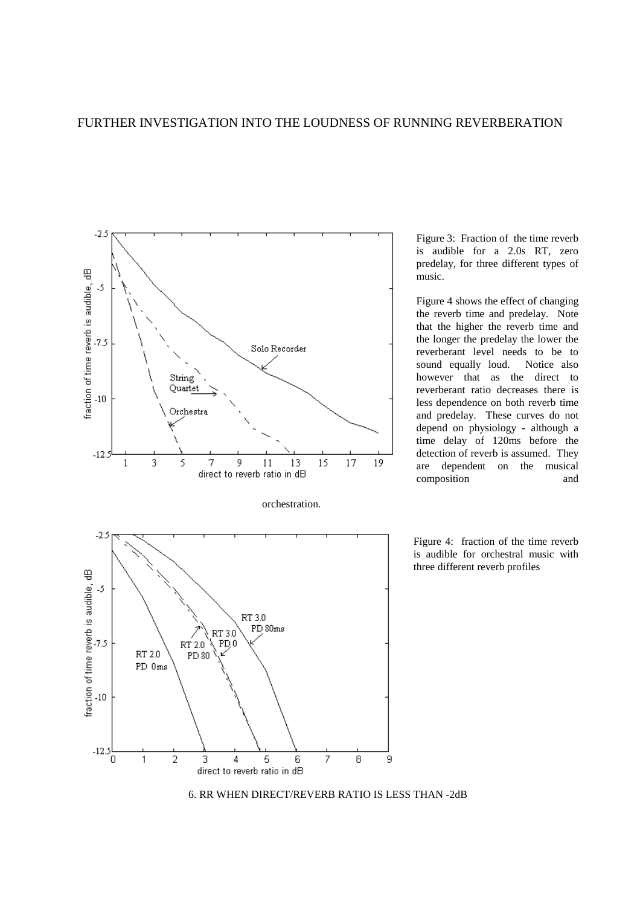Figure 3: Fraction of the time reverb is audible for a 2.0s RT, zero predelay, for three different types of music.

Figure 4 shows the effect of changing the reverb time and predelay. Note that the higher the reverb time and the longer the predelay the lower the reverberant level needs to be to sound equally loud. Notice also however that as the direct to reverberant ratio decreases there is less dependence on both reverb time and predelay. These curves do not depend on physiology - although a time delay of 120ms before the detection of reverb is assumed. They are dependent on the musical composition and orchestration.

Figure 4: fraction of the time reverb is audible for orchestral music with three different reverb profiles

## 6. RR WHEN DIRECT/REVERB RATIO IS LESS THAN -2dB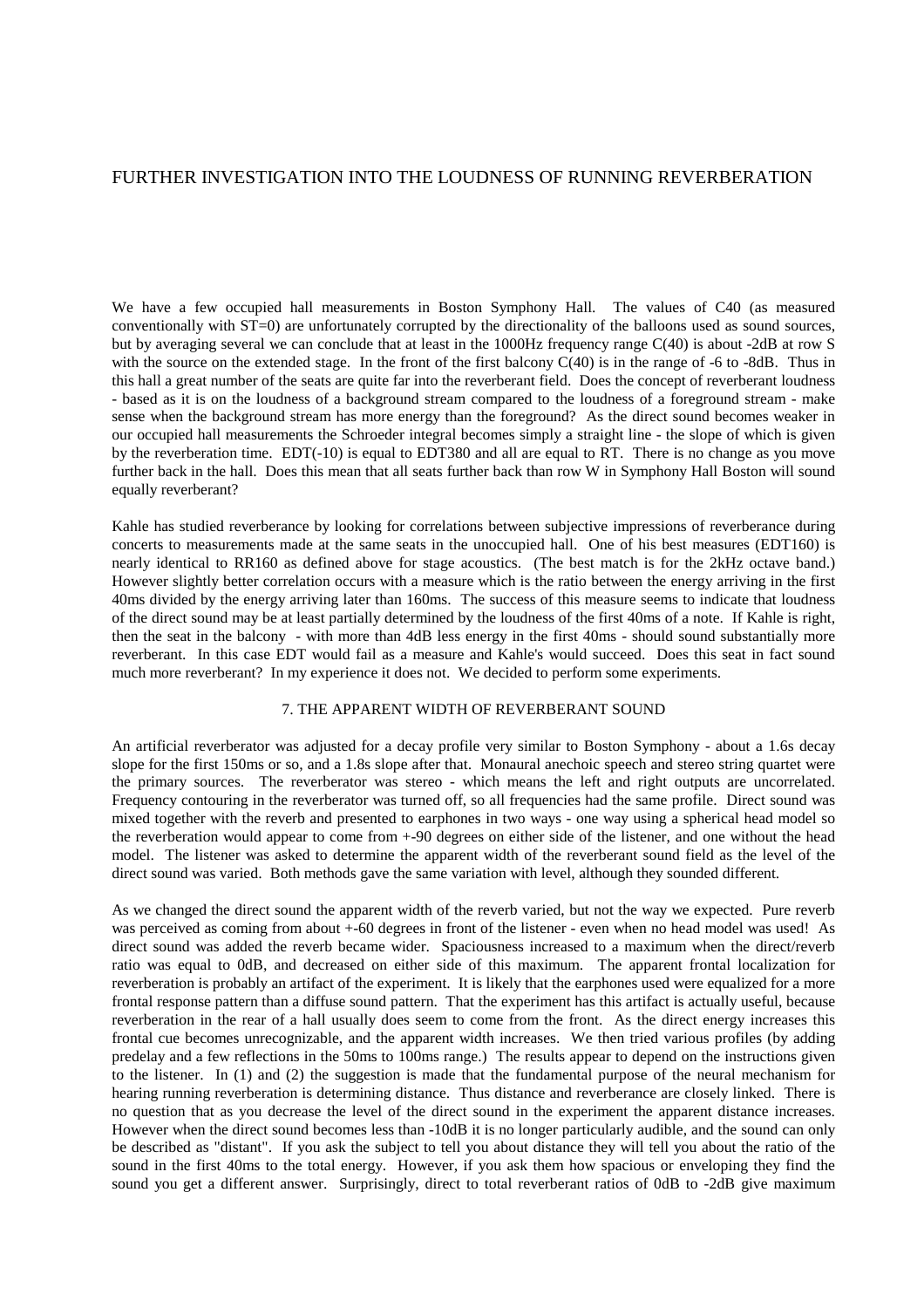# FURTHER INVESTIGATION INTO THE LOUDNESS OF RUNNING REVERBERATION

We have a few occupied hall measurements in Boston Symphony Hall. The values of C40 (as measured conventionally with ST=0) are unfortunately corrupted by the directionality of the balloons used as sound sources, but by averaging several we can conclude that at least in the 1000Hz frequency range C(40) is about -2dB at row S with the source on the extended stage. In the front of the first balcony C(40) is in the range of -6 to -8dB. Thus in this hall a great number of the seats are quite far into the reverberant field. Does the concept of reverberant loudness - based as it is on the loudness of a background stream compared to the loudness of a foreground stream - make sense when the background stream has more energy than the foreground? As the direct sound becomes weaker in our occupied hall measurements the Schroeder integral becomes simply a straight line - the slope of which is given by the reverberation time. EDT(-10) is equal to EDT380 and all are equal to RT. There is no change as you move further back in the hall. Does this mean that all seats further back than row W in Symphony Hall Boston will sound equally reverberant?

Kahle has studied reverberance by looking for correlations between subjective impressions of reverberance during concerts to measurements made at the same seats in the unoccupied hall. One of his best measures (EDT160) is nearly identical to RR160 as defined above for stage acoustics. (The best match is for the 2kHz octave band.) However slightly better correlation occurs with a measure which is the ratio between the energy arriving in the first 40ms divided by the energy arriving later than 160ms. The success of this measure seems to indicate that loudness of the direct sound may be at least partially determined by the loudness of the first 40ms of a note. If Kahle is right, then the seat in the balcony - with more than 4dB less energy in the first 40ms - should sound substantially more reverberant. In this case EDT would fail as a measure and Kahle's would succeed. Does this seat in fact sound much more reverberant? In my experience it does not. We decided to perform some experiments.

## 7. THE APPARENT WIDTH OF REVERBERANT SOUND

An artificial reverberator was adjusted for a decay profile very similar to Boston Symphony - about a 1.6s decay slope for the first 150ms or so, and a 1.8s slope after that. Monaural anechoic speech and stereo string quartet were the primary sources. The reverberator was stereo - which means the left and right outputs are uncorrelated. Frequency contouring in the reverberator was turned off, so all frequencies had the same profile. Direct sound was mixed together with the reverb and presented to earphones in two ways - one way using a spherical head model so the reverberation would appear to come from +-90 degrees on either side of the listener, and one without the head model. The listener was asked to determine the apparent width of the reverberant sound field as the level of the direct sound was varied. Both methods gave the same variation with level, although they sounded different.

As we changed the direct sound the apparent width of the reverb varied, but not the way we expected. Pure reverb was perceived as coming from about +-60 degrees in front of the listener - even when no head model was used! As direct sound was added the reverb became wider. Spaciousness increased to a maximum when the direct/reverb ratio was equal to 0dB, and decreased on either side of this maximum. The apparent frontal localization for reverberation is probably an artifact of the experiment. It is likely that the earphones used were equalized for a more frontal response pattern than a diffuse sound pattern. That the experiment has this artifact is actually useful, because reverberation in the rear of a hall usually does seem to come from the front. As the direct energy increases this frontal cue becomes unrecognizable, and the apparent width increases. We then tried various profiles (by adding predelay and a few reflections in the 50ms to 100ms range.) The results appear to depend on the instructions given to the listener. In (1) and (2) the suggestion is made that the fundamental purpose of the neural mechanism for hearing running reverberation is determining distance. Thus distance and reverberance are closely linked. There is no question that as you decrease the level of the direct sound in the experiment the apparent distance increases. However when the direct sound becomes less than -10dB it is no longer particularly audible, and the sound can only be described as "distant". If you ask the subject to tell you about distance they will tell you about the ratio of the sound in the first 40ms to the total energy. However, if you ask them how spacious or enveloping they find the sound you get a different answer. Surprisingly, direct to total reverberant ratios of 0dB to -2dB give maximum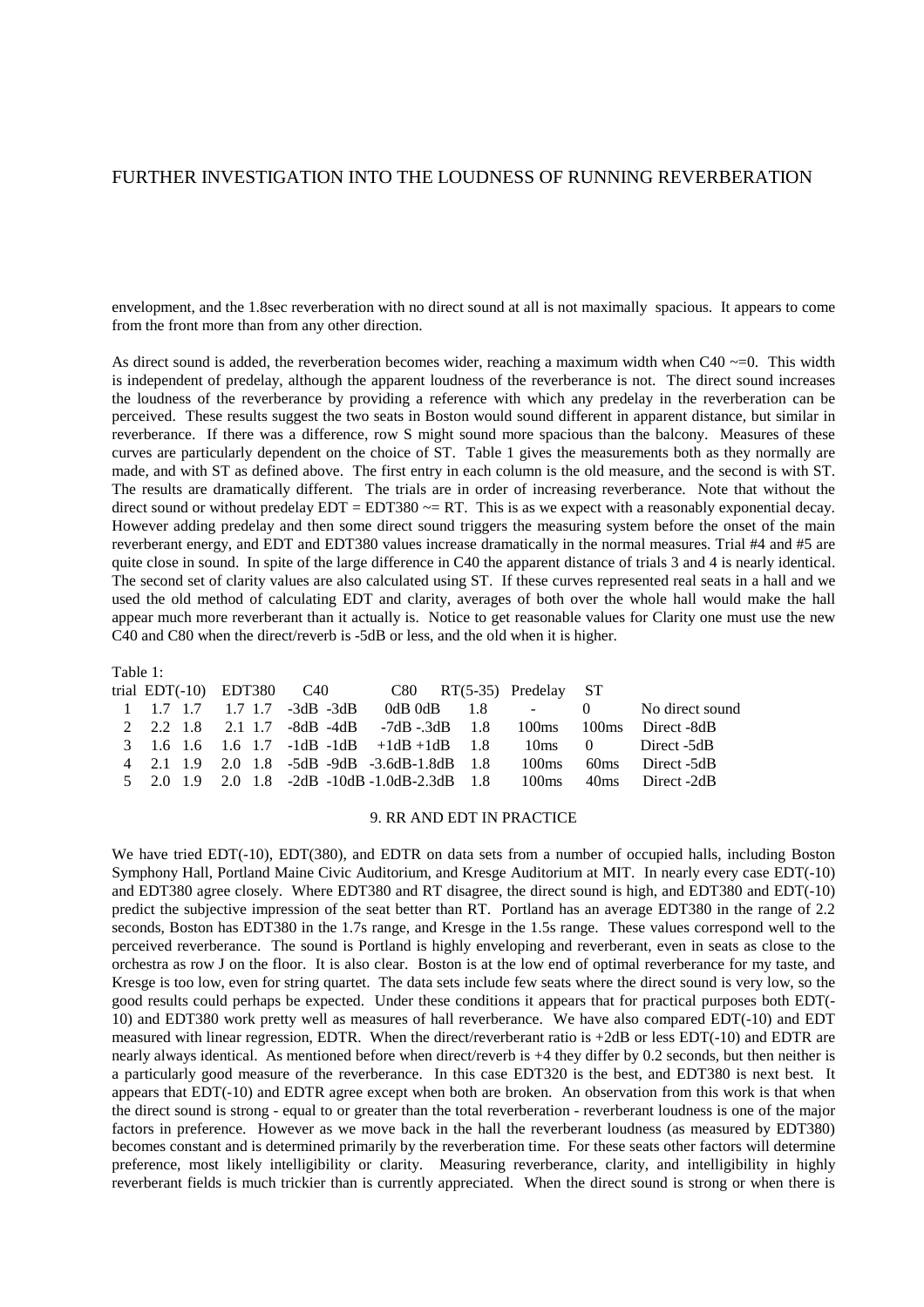envelopment, and the 1.8sec reverberation with no direct sound at all is not maximally spacious. It appears to come from the front more than from any other direction.

As direct sound is added, the reverberation becomes wider, reaching a maximum width when C40 ~=0. This width is independent of predelay, although the apparent loudness of the reverberance is not. The direct sound increases the loudness of the reverberance by providing a reference with which any predelay in the reverberation can be perceived. These results suggest the two seats in Boston would sound different in apparent distance, but similar in reverberance. If there was a difference, row S might sound more spacious than the balcony. Measures of these curves are particularly dependent on the choice of ST. Table 1 gives the measurements both as they normally are made, and with ST as defined above. The first entry in each column is the old measure, and the second is with ST. The results are dramatically different. The trials are in order of increasing reverberance. Note that without the direct sound or without predelay EDT = EDT380 ~= RT. This is as we expect with a reasonably exponential decay. However adding predelay and then some direct sound triggers the measuring system before the onset of the main reverberant energy, and EDT and EDT380 values increase dramatically in the normal measures. Trial #4 and #5 are quite close in sound. In spite of the large difference in C40 the apparent distance of trials 3 and 4 is nearly identical. The second set of clarity values are also calculated using ST. If these curves represented real seats in a hall and we used the old method of calculating EDT and clarity, averages of both over the whole hall would make the hall appear much more reverberant than it actually is. Notice to get reasonable values for Clarity one must use the new C40 and C80 when the direct/reverb is -5dB or less, and the old when it is higher.

Table 1:

| trial | EDT(-10) | | EDT380 | | C40 | | C80 | | RT(5-35) | Predelay | ST | |
|---|---|---|---|---|---|---|---|---|---|---|---|---|
| 1 | 1.7 | 1.7 | 1.7 | 1.7 | -3dB | -3dB | 0dB | 0dB | 1.8 | - | 0 | No direct sound |
| 2 | 2.2 | 1.8 | 2.1 | 1.7 | -8dB | -4dB | -7dB | -.3dB | 1.8 | 100ms | 100ms | Direct -8dB |
| 3 | 1.6 | 1.6 | 1.6 | 1.7 | -1dB | -1dB | +1dB | +1dB | 1.8 | 10ms | 0 | Direct -5dB |
| 4 | 2.1 | 1.9 | 2.0 | 1.8 | -5dB | -9dB | -3.6dB | -1.8dB | 1.8 | 100ms | 60ms | Direct -5dB |
| 5 | 2.0 | 1.9 | 2.0 | 1.8 | -2dB | -10dB | -1.0dB | -2.3dB | 1.8 | 100ms | 40ms | Direct -2dB |

## 9. RR AND EDT IN PRACTICE

We have tried EDT(-10), EDT(380), and EDTR on data sets from a number of occupied halls, including Boston Symphony Hall, Portland Maine Civic Auditorium, and Kresge Auditorium at MIT. In nearly every case EDT(-10) and EDT380 agree closely. Where EDT380 and RT disagree, the direct sound is high, and EDT380 and EDT(-10) predict the subjective impression of the seat better than RT. Portland has an average EDT380 in the range of 2.2 seconds, Boston has EDT380 in the 1.7s range, and Kresge in the 1.5s range. These values correspond well to the perceived reverberance. The sound is Portland is highly enveloping and reverberant, even in seats as close to the orchestra as row J on the floor. It is also clear. Boston is at the low end of optimal reverberance for my taste, and Kresge is too low, even for string quartet. The data sets include few seats where the direct sound is very low, so the good results could perhaps be expected. Under these conditions it appears that for practical purposes both EDT(-10) and EDT380 work pretty well as measures of hall reverberance. We have also compared EDT(-10) and EDT measured with linear regression, EDTR. When the direct/reverberant ratio is +2dB or less EDT(-10) and EDTR are nearly always identical. As mentioned before when direct/reverb is +4 they differ by 0.2 seconds, but then neither is a particularly good measure of the reverberance. In this case EDT320 is the best, and EDT380 is next best. It appears that EDT(-10) and EDTR agree except when both are broken. An observation from this work is that when the direct sound is strong - equal to or greater than the total reverberation - reverberant loudness is one of the major factors in preference. However as we move back in the hall the reverberant loudness (as measured by EDT380) becomes constant and is determined primarily by the reverberation time. For these seats other factors will determine preference, most likely intelligibility or clarity. Measuring reverberance, clarity, and intelligibility in highly reverberant fields is much trickier than is currently appreciated. When the direct sound is strong or when there is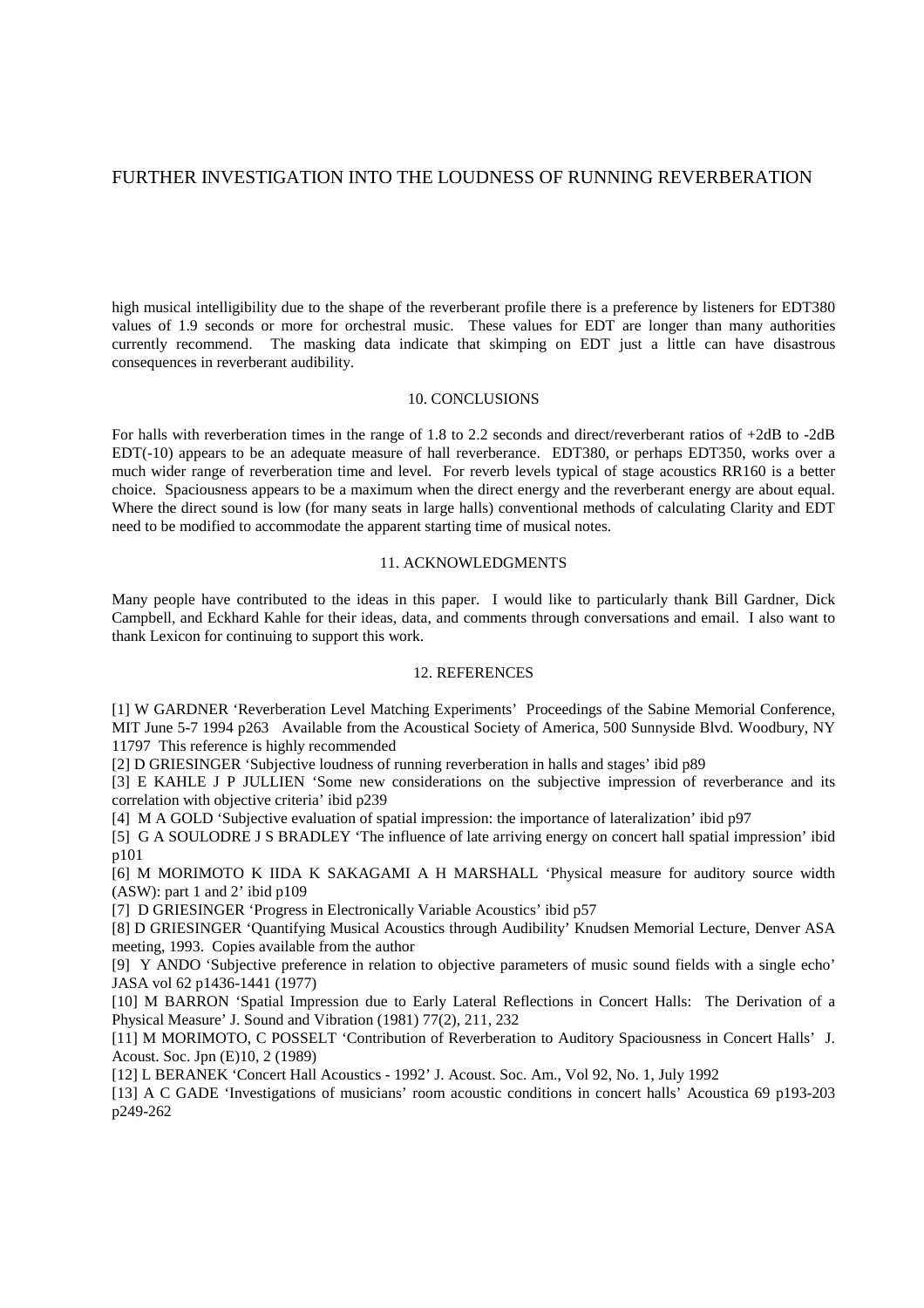high musical intelligibility due to the shape of the reverberant profile there is a preference by listeners for EDT380 values of 1.9 seconds or more for orchestral music. These values for EDT are longer than many authorities currently recommend. The masking data indicate that skimping on EDT just a little can have disastrous consequences in reverberant audibility.

## 10. CONCLUSIONS

For halls with reverberation times in the range of 1.8 to 2.2 seconds and direct/reverberant ratios of +2dB to -2dB EDT(-10) appears to be an adequate measure of hall reverberance. EDT380, or perhaps EDT350, works over a much wider range of reverberation time and level. For reverb levels typical of stage acoustics RR160 is a better choice. Spaciousness appears to be a maximum when the direct energy and the reverberant energy are about equal. Where the direct sound is low (for many seats in large halls) conventional methods of calculating Clarity and EDT need to be modified to accommodate the apparent starting time of musical notes.

## 11. ACKNOWLEDGMENTS

Many people have contributed to the ideas in this paper. I would like to particularly thank Bill Gardner, Dick Campbell, and Eckhard Kahle for their ideas, data, and comments through conversations and email. I also want to thank Lexicon for continuing to support this work.

## 12. REFERENCES

[1] W GARDNER 'Reverberation Level Matching Experiments' Proceedings of the Sabine Memorial Conference, MIT June 5-7 1994 p263 Available from the Acoustical Society of America, 500 Sunnyside Blvd. Woodbury, NY 11797 This reference is highly recommended

[2] D GRIESINGER 'Subjective loudness of running reverberation in halls and stages' ibid p89

[3] E KAHLE J P JULLIEN 'Some new considerations on the subjective impression of reverberance and its correlation with objective criteria' ibid p239

[4] M A GOLD 'Subjective evaluation of spatial impression: the importance of lateralization' ibid p97

[5] G A SOULODRE J S BRADLEY 'The influence of late arriving energy on concert hall spatial impression' ibid p101

[6] M MORIMOTO K IIDA K SAKAGAMI A H MARSHALL 'Physical measure for auditory source width (ASW): part 1 and 2' ibid p109

[7] D GRIESINGER 'Progress in Electronically Variable Acoustics' ibid p57

[8] D GRIESINGER 'Quantifying Musical Acoustics through Audibility' Knudsen Memorial Lecture, Denver ASA meeting, 1993. Copies available from the author

[9] Y ANDO 'Subjective preference in relation to objective parameters of music sound fields with a single echo' JASA vol 62 p1436-1441 (1977)

[10] M BARRON 'Spatial Impression due to Early Lateral Reflections in Concert Halls: The Derivation of a Physical Measure' J. Sound and Vibration (1981) 77(2), 211, 232

[11] M MORIMOTO, C POSSELT 'Contribution of Reverberation to Auditory Spaciousness in Concert Halls' J. Acoust. Soc. Jpn (E)10, 2 (1989)

[12] L BERANEK 'Concert Hall Acoustics - 1992' J. Acoust. Soc. Am., Vol 92, No. 1, July 1992

[13] A C GADE 'Investigations of musicians' room acoustic conditions in concert halls' Acoustica 69 p193-203 p249-262